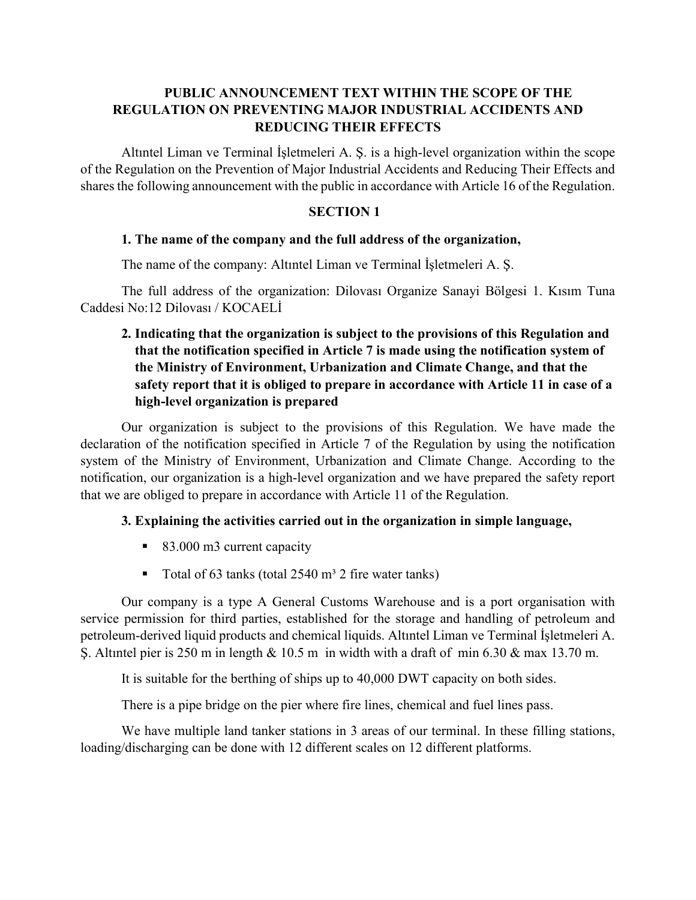# PUBLIC ANNOUNCEMENT TEXT WITHIN THE SCOPE OF THE REGULATION ON PREVENTING MAJOR INDUSTRIAL ACCIDENTS AND REDUCING THEIR EFFECTS

Altıntel Liman ve Terminal İşletmeleri A. Ş. is a high-level organization within the scope of the Regulation on the Prevention of Major Industrial Accidents and Reducing Their Effects and shares the following announcement with the public in accordance with Article 16 of the Regulation.

## SECTION 1

### 1. The name of the company and the full address of the organization,

The name of the company: Altıntel Liman ve Terminal İşletmeleri A. Ş.

The full address of the organization: Dilovası Organize Sanayi Bölgesi 1. Kısım Tuna Caddesi No:12 Dilovası / KOCAELİ

### 2. Indicating that the organization is subject to the provisions of this Regulation and that the notification specified in Article 7 is made using the notification system of the Ministry of Environment, Urbanization and Climate Change, and that the safety report that it is obliged to prepare in accordance with Article 11 in case of a high-level organization is prepared

Our organization is subject to the provisions of this Regulation. We have made the declaration of the notification specified in Article 7 of the Regulation by using the notification system of the Ministry of Environment, Urbanization and Climate Change. According to the notification, our organization is a high-level organization and we have prepared the safety report that we are obliged to prepare in accordance with Article 11 of the Regulation.

### 3. Explaining the activities carried out in the organization in simple language,

- 83.000 m3 current capacity
- Total of 63 tanks (total 2540 m³ 2 fire water tanks)

Our company is a type A General Customs Warehouse and is a port organisation with service permission for third parties, established for the storage and handling of petroleum and petroleum-derived liquid products and chemical liquids. Altıntel Liman ve Terminal İşletmeleri A. Ş. Altıntel pier is 250 m in length & 10.5 m in width with a draft of min 6.30 & max 13.70 m.

It is suitable for the berthing of ships up to 40,000 DWT capacity on both sides.

There is a pipe bridge on the pier where fire lines, chemical and fuel lines pass.

We have multiple land tanker stations in 3 areas of our terminal. In these filling stations, loading/discharging can be done with 12 different scales on 12 different platforms.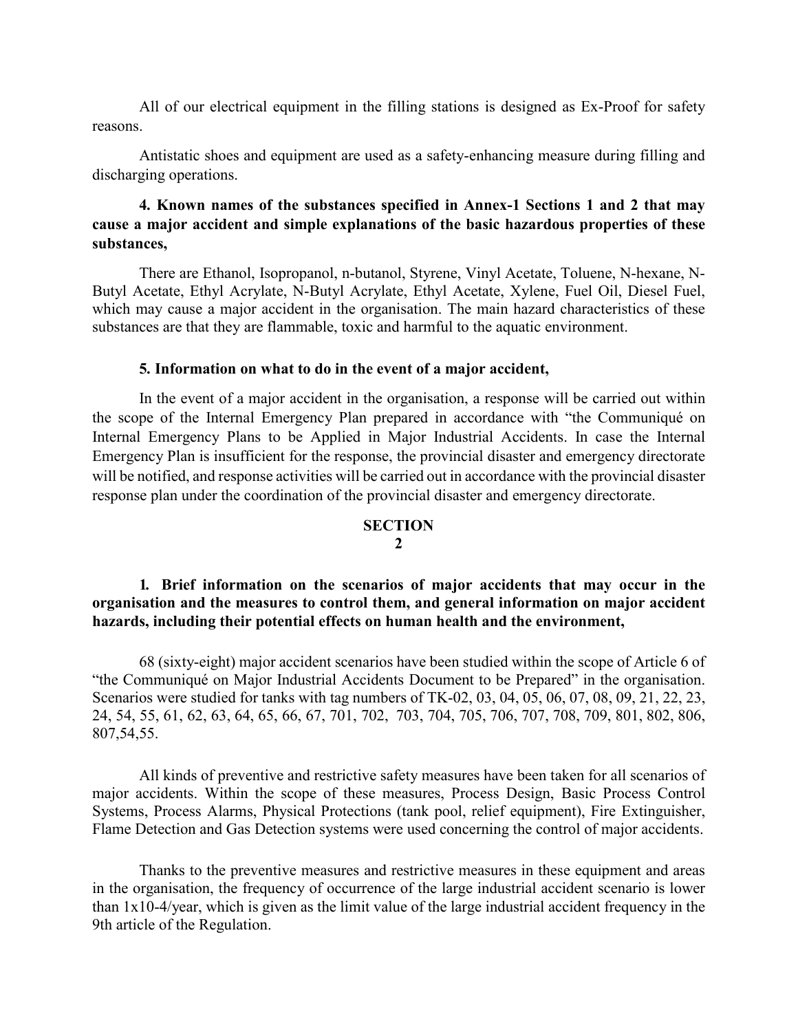All of our electrical equipment in the filling stations is designed as Ex-Proof for safety reasons.

Antistatic shoes and equipment are used as a safety-enhancing measure during filling and discharging operations.

**4. Known names of the substances specified in Annex-1 Sections 1 and 2 that may cause a major accident and simple explanations of the basic hazardous properties of these substances,**

There are Ethanol, Isopropanol, n-butanol, Styrene, Vinyl Acetate, Toluene, N-hexane, N-Butyl Acetate, Ethyl Acrylate, N-Butyl Acrylate, Ethyl Acetate, Xylene, Fuel Oil, Diesel Fuel, which may cause a major accident in the organisation. The main hazard characteristics of these substances are that they are flammable, toxic and harmful to the aquatic environment.

**5. Information on what to do in the event of a major accident,**

In the event of a major accident in the organisation, a response will be carried out within the scope of the Internal Emergency Plan prepared in accordance with "the Communiqué on Internal Emergency Plans to be Applied in Major Industrial Accidents. In case the Internal Emergency Plan is insufficient for the response, the provincial disaster and emergency directorate will be notified, and response activities will be carried out in accordance with the provincial disaster response plan under the coordination of the provincial disaster and emergency directorate.

## SECTION 2

**1. Brief information on the scenarios of major accidents that may occur in the organisation and the measures to control them, and general information on major accident hazards, including their potential effects on human health and the environment,**

68 (sixty-eight) major accident scenarios have been studied within the scope of Article 6 of "the Communiqué on Major Industrial Accidents Document to be Prepared" in the organisation. Scenarios were studied for tanks with tag numbers of TK-02, 03, 04, 05, 06, 07, 08, 09, 21, 22, 23, 24, 54, 55, 61, 62, 63, 64, 65, 66, 67, 701, 702, 703, 704, 705, 706, 707, 708, 709, 801, 802, 806, 807,54,55.

All kinds of preventive and restrictive safety measures have been taken for all scenarios of major accidents. Within the scope of these measures, Process Design, Basic Process Control Systems, Process Alarms, Physical Protections (tank pool, relief equipment), Fire Extinguisher, Flame Detection and Gas Detection systems were used concerning the control of major accidents.

Thanks to the preventive measures and restrictive measures in these equipment and areas in the organisation, the frequency of occurrence of the large industrial accident scenario is lower than 1x10-4/year, which is given as the limit value of the large industrial accident frequency in the 9th article of the Regulation.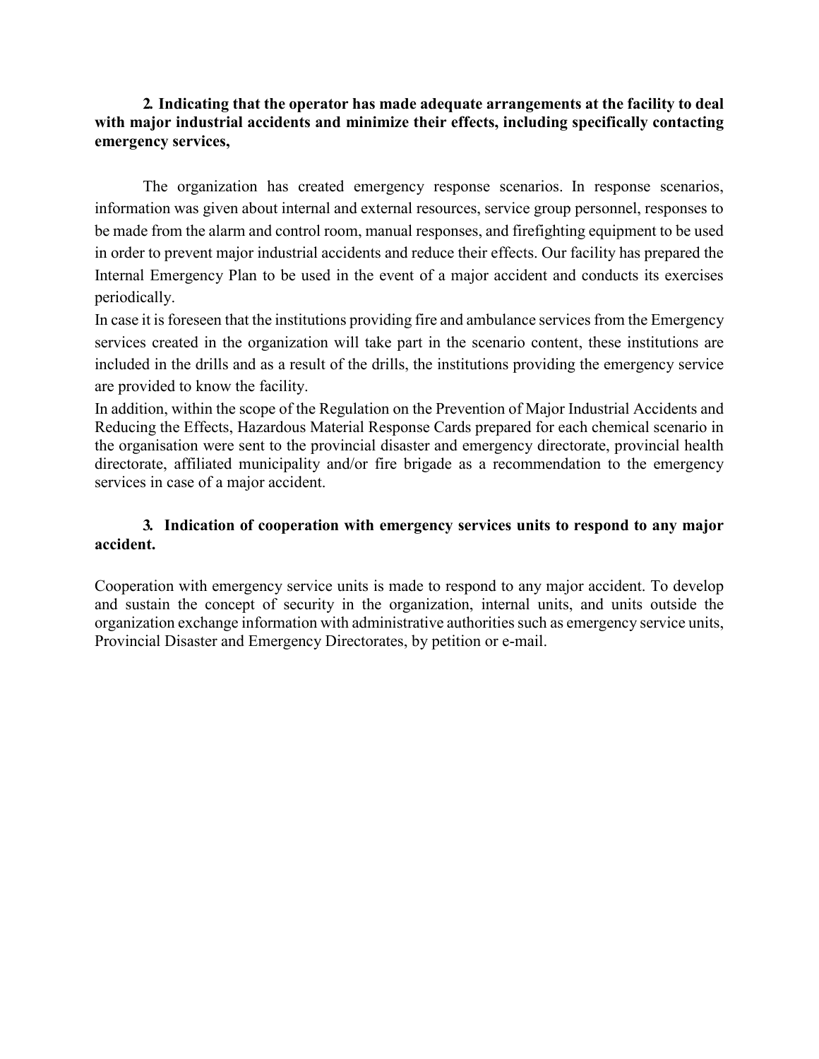**2. Indicating that the operator has made adequate arrangements at the facility to deal with major industrial accidents and minimize their effects, including specifically contacting emergency services,**

The organization has created emergency response scenarios. In response scenarios, information was given about internal and external resources, service group personnel, responses to be made from the alarm and control room, manual responses, and firefighting equipment to be used in order to prevent major industrial accidents and reduce their effects. Our facility has prepared the Internal Emergency Plan to be used in the event of a major accident and conducts its exercises periodically.

In case it is foreseen that the institutions providing fire and ambulance services from the Emergency services created in the organization will take part in the scenario content, these institutions are included in the drills and as a result of the drills, the institutions providing the emergency service are provided to know the facility.

In addition, within the scope of the Regulation on the Prevention of Major Industrial Accidents and Reducing the Effects, Hazardous Material Response Cards prepared for each chemical scenario in the organisation were sent to the provincial disaster and emergency directorate, provincial health directorate, affiliated municipality and/or fire brigade as a recommendation to the emergency services in case of a major accident.

**3. Indication of cooperation with emergency services units to respond to any major accident.**

Cooperation with emergency service units is made to respond to any major accident. To develop and sustain the concept of security in the organization, internal units, and units outside the organization exchange information with administrative authorities such as emergency service units, Provincial Disaster and Emergency Directorates, by petition or e-mail.